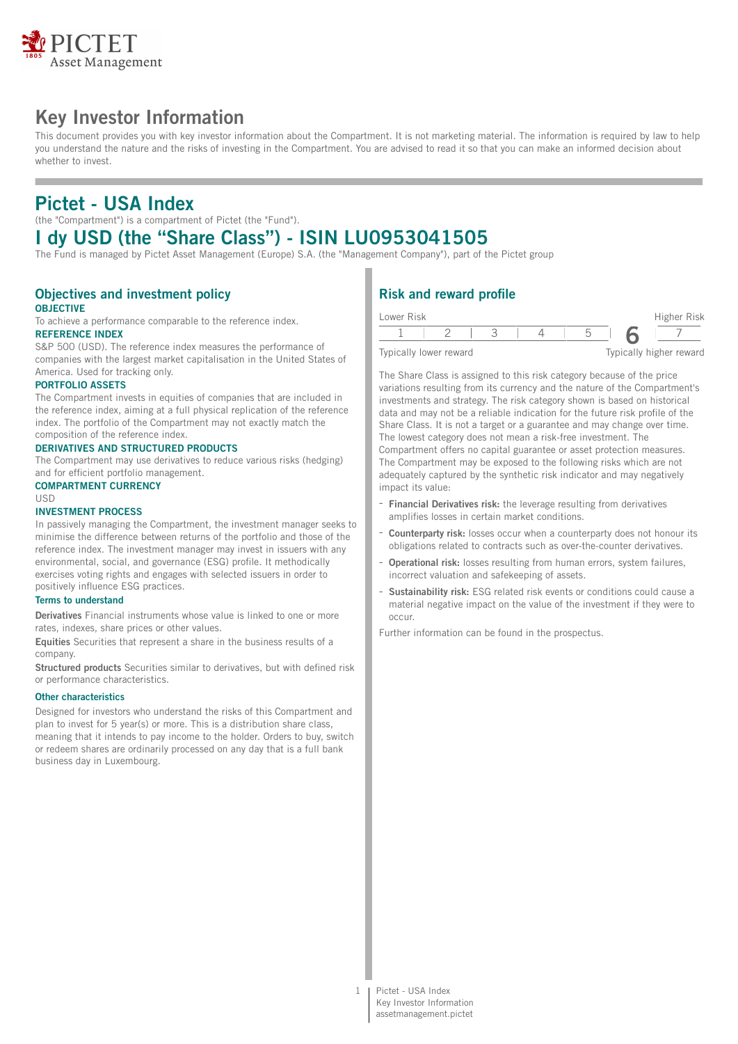# Key Investor Information

This document provides you with key investor information about the Compartment. It is not marketing material. The information is required by law to help you understand the nature and the risks of investing in the Compartment. You are advised to read it so that you can make an informed decision about whether to invest.

# Pictet - USA Index

(the "Compartment") is a compartment of Pictet (the "Fund").

# I dy USD (the “Share Class”) - ISIN LU0953041505

The Fund is managed by Pictet Asset Management (Europe) S.A. (the "Management Company"), part of the Pictet group

## Objectives and investment policy

**OBJECTIVE**

To achieve a performance comparable to the reference index.

**REFERENCE INDEX**

S&P 500 (USD). The reference index measures the performance of companies with the largest market capitalisation in the United States of America. Used for tracking only.

**PORTFOLIO ASSETS**

The Compartment invests in equities of companies that are included in the reference index, aiming at a full physical replication of the reference index. The portfolio of the Compartment may not exactly match the composition of the reference index.

**DERIVATIVES AND STRUCTURED PRODUCTS**

The Compartment may use derivatives to reduce various risks (hedging) and for efficient portfolio management.

**COMPARTMENT CURRENCY**

USD

**INVESTMENT PROCESS**

In passively managing the Compartment, the investment manager seeks to minimise the difference between returns of the portfolio and those of the reference index. The investment manager may invest in issuers with any environmental, social, and governance (ESG) profile. It methodically exercises voting rights and engages with selected issuers in order to positively influence ESG practices.

### Terms to understand

**Derivatives** Financial instruments whose value is linked to one or more rates, indexes, share prices or other values.

**Equities** Securities that represent a share in the business results of a company.

**Structured products** Securities similar to derivatives, but with defined risk or performance characteristics.

### Other characteristics

Designed for investors who understand the risks of this Compartment and plan to invest for 5 year(s) or more. This is a distribution share class, meaning that it intends to pay income to the holder. Orders to buy, switch or redeem shares are ordinarily processed on any day that is a full bank business day in Luxembourg.

## Risk and reward profile

| Lower Risk | | | | | | Higher Risk |
|---|---|---|---|---|---|---|
| 1 | 2 | 3 | 4 | 5 | **6** | 7 |
| Typically lower reward | | | | | | Typically higher reward |

The Share Class is assigned to this risk category because of the price variations resulting from its currency and the nature of the Compartment's investments and strategy. The risk category shown is based on historical data and may not be a reliable indication for the future risk profile of the Share Class. It is not a target or a guarantee and may change over time. The lowest category does not mean a risk-free investment. The Compartment offers no capital guarantee or asset protection measures. The Compartment may be exposed to the following risks which are not adequately captured by the synthetic risk indicator and may negatively impact its value:

- **Financial Derivatives risk:** the leverage resulting from derivatives amplifies losses in certain market conditions.
- **Counterparty risk:** losses occur when a counterparty does not honour its obligations related to contracts such as over-the-counter derivatives.
- **Operational risk:** losses resulting from human errors, system failures, incorrect valuation and safekeeping of assets.
- **Sustainability risk:** ESG related risk events or conditions could cause a material negative impact on the value of the investment if they were to occur.

Further information can be found in the prospectus.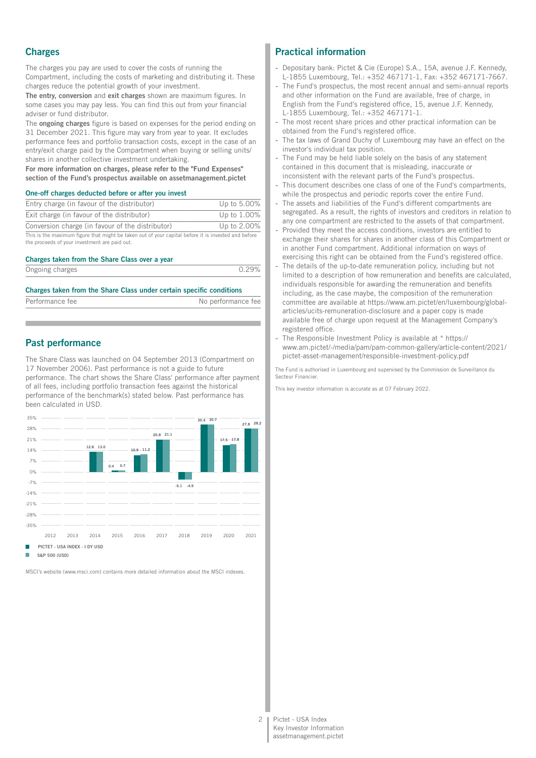## Charges

The charges you pay are used to cover the costs of running the Compartment, including the costs of marketing and distributing it. These charges reduce the potential growth of your investment.

**The entry, conversion** and **exit charges** shown are maximum figures. In some cases you may pay less. You can find this out from your financial adviser or fund distributor.

The **ongoing charges** figure is based on expenses for the period ending on 31 December 2021. This figure may vary from year to year. It excludes performance fees and portfolio transaction costs, except in the case of an entry/exit charge paid by the Compartment when buying or selling units/ shares in another collective investment undertaking.

**For more information on charges, please refer to the "Fund Expenses" section of the Fund's prospectus available on assetmanagement.pictet**

### One-off charges deducted before or after you invest

| | |
|---|---|
| Entry charge (in favour of the distributor) | Up to 5.00% |
| Exit charge (in favour of the distributor) | Up to 1.00% |
| Conversion charge (in favour of the distributor) | Up to 2.00% |

This is the maximum figure that might be taken out of your capital before it is invested and before the proceeds of your investment are paid out.

### Charges taken from the Share Class over a year

| | |
|---|---|
| Ongoing charges | 0.29% |

### Charges taken from the Share Class under certain specific conditions

| | |
|---|---|
| Performance fee | No performance fee |

## Past performance

The Share Class was launched on 04 September 2013 (Compartment on 17 November 2006). Past performance is not a guide to future performance. The chart shows the Share Class' performance after payment of all fees, including portfolio transaction fees against the historical performance of the benchmark(s) stated below. Past performance has been calculated in USD.

35%
28%
21%
14%
7%
0%
-7%
-14%
-21%
-28%
-35%

2012 2013 2014 2015 2016 2017 2018 2019 2020 2021

12.8 13.0
0.4 0.7
10.9 11.2
20.8 21.1
-5.1 -4.9
30.4 30.7
17.5 17.8
27.8 28.2

PICTET - USA INDEX - I DY USD
S&P 500 (USD)

MSCI's website (www.msci.com) contains more detailed information about the MSCI indexes.

## Practical information

- Depositary bank: Pictet & Cie (Europe) S.A., 15A, avenue J.F. Kennedy, L-1855 Luxembourg, Tel.: +352 467171-1, Fax: +352 467171-7667.
- The Fund's prospectus, the most recent annual and semi-annual reports and other information on the Fund are available, free of charge, in English from the Fund's registered office, 15, avenue J.F. Kennedy, L-1855 Luxembourg, Tel.: +352 467171-1.
- The most recent share prices and other practical information can be obtained from the Fund's registered office.
- The tax laws of Grand Duchy of Luxembourg may have an effect on the investor's individual tax position.
- The Fund may be held liable solely on the basis of any statement contained in this document that is misleading, inaccurate or inconsistent with the relevant parts of the Fund's prospectus.
- This document describes one class of one of the Fund's compartments, while the prospectus and periodic reports cover the entire Fund.
- The assets and liabilities of the Fund's different compartments are segregated. As a result, the rights of investors and creditors in relation to any one compartment are restricted to the assets of that compartment.
- Provided they meet the access conditions, investors are entitled to exchange their shares for shares in another class of this Compartment or in another Fund compartment. Additional information on ways of exercising this right can be obtained from the Fund's registered office.
- The details of the up-to-date remuneration policy, including but not limited to a description of how remuneration and benefits are calculated, individuals responsible for awarding the remuneration and benefits including, as the case maybe, the composition of the remuneration committee are available at https://www.am.pictet/en/luxembourg/global-articles/ucits-remuneration-disclosure and a paper copy is made available free of charge upon request at the Management Company's registered office.
- The Responsible Investment Policy is available at * https://www.am.pictet/-/media/pam/pam-common-gallery/article-content/2021/pictet-asset-management/responsible-investment-policy.pdf

The Fund is authorised in Luxembourg and supervised by the Commission de Surveillance du Secteur Financier.

This key investor information is accurate as at 07 February 2022.